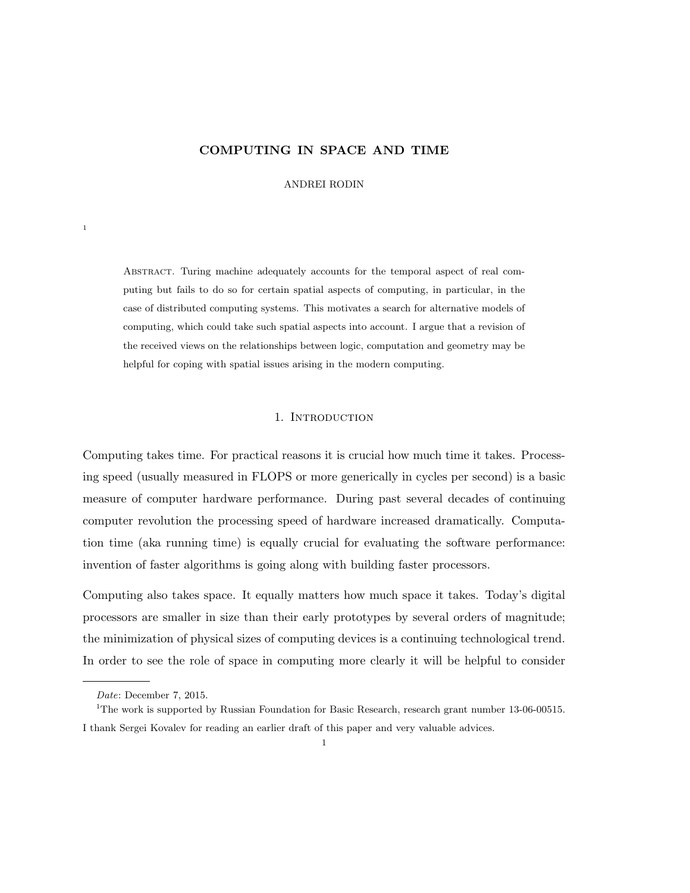# COMPUTING IN SPACE AND TIME

ANDREI RODIN

[1]

ABSTRACT. Turing machine adequately accounts for the temporal aspect of real computing but fails to do so for certain spatial aspects of computing, in particular, in the case of distributed computing systems. This motivates a search for alternative models of computing, which could take such spatial aspects into account. I argue that a revision of the received views on the relationships between logic, computation and geometry may be helpful for coping with spatial issues arising in the modern computing.

## 1. Introduction

Computing takes time. For practical reasons it is crucial how much time it takes. Processing speed (usually measured in FLOPS or more generically in cycles per second) is a basic measure of computer hardware performance. During past several decades of continuing computer revolution the processing speed of hardware increased dramatically. Computation time (aka running time) is equally crucial for evaluating the software performance: invention of faster algorithms is going along with building faster processors.

Computing also takes space. It equally matters how much space it takes. Today's digital processors are smaller in size than their early prototypes by several orders of magnitude; the minimization of physical sizes of computing devices is a continuing technological trend. In order to see the role of space in computing more clearly it will be helpful to consider

---

*Date*: December 7, 2015.

[1]The work is supported by Russian Foundation for Basic Research, research grant number 13-06-00515. I thank Sergei Kovalev for reading an earlier draft of this paper and very valuable advices.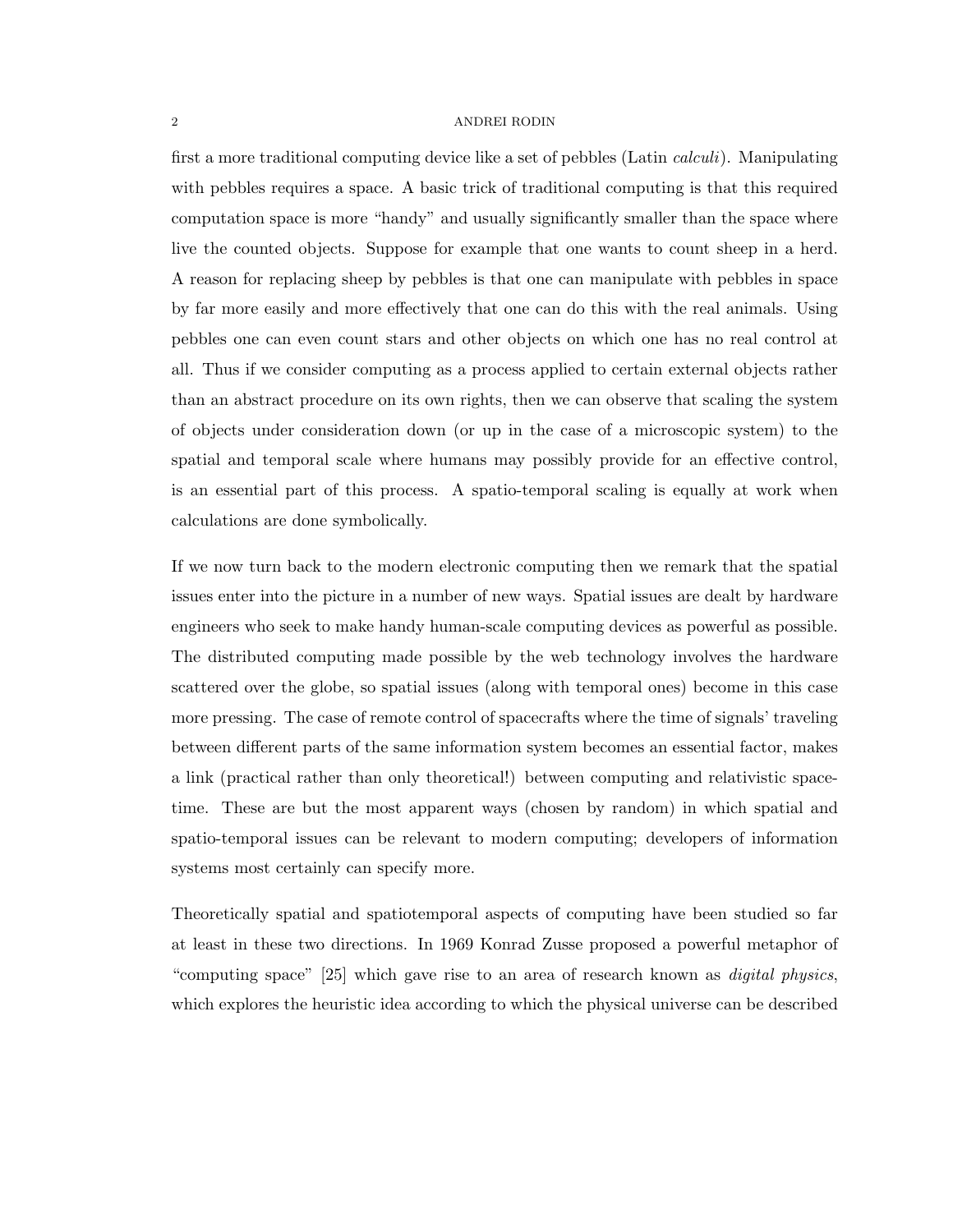first a more traditional computing device like a set of pebbles (Latin *calculi*). Manipulating with pebbles requires a space. A basic trick of traditional computing is that this required computation space is more "handy" and usually significantly smaller than the space where live the counted objects. Suppose for example that one wants to count sheep in a herd. A reason for replacing sheep by pebbles is that one can manipulate with pebbles in space by far more easily and more effectively that one can do this with the real animals. Using pebbles one can even count stars and other objects on which one has no real control at all. Thus if we consider computing as a process applied to certain external objects rather than an abstract procedure on its own rights, then we can observe that scaling the system of objects under consideration down (or up in the case of a microscopic system) to the spatial and temporal scale where humans may possibly provide for an effective control, is an essential part of this process. A spatio-temporal scaling is equally at work when calculations are done symbolically.

If we now turn back to the modern electronic computing then we remark that the spatial issues enter into the picture in a number of new ways. Spatial issues are dealt by hardware engineers who seek to make handy human-scale computing devices as powerful as possible. The distributed computing made possible by the web technology involves the hardware scattered over the globe, so spatial issues (along with temporal ones) become in this case more pressing. The case of remote control of spacecrafts where the time of signals' traveling between different parts of the same information system becomes an essential factor, makes a link (practical rather than only theoretical!) between computing and relativistic space-time. These are but the most apparent ways (chosen by random) in which spatial and spatio-temporal issues can be relevant to modern computing; developers of information systems most certainly can specify more.

Theoretically spatial and spatiotemporal aspects of computing have been studied so far at least in these two directions. In 1969 Konrad Zusse proposed a powerful metaphor of "computing space" [25] which gave rise to an area of research known as *digital physics*, which explores the heuristic idea according to which the physical universe can be described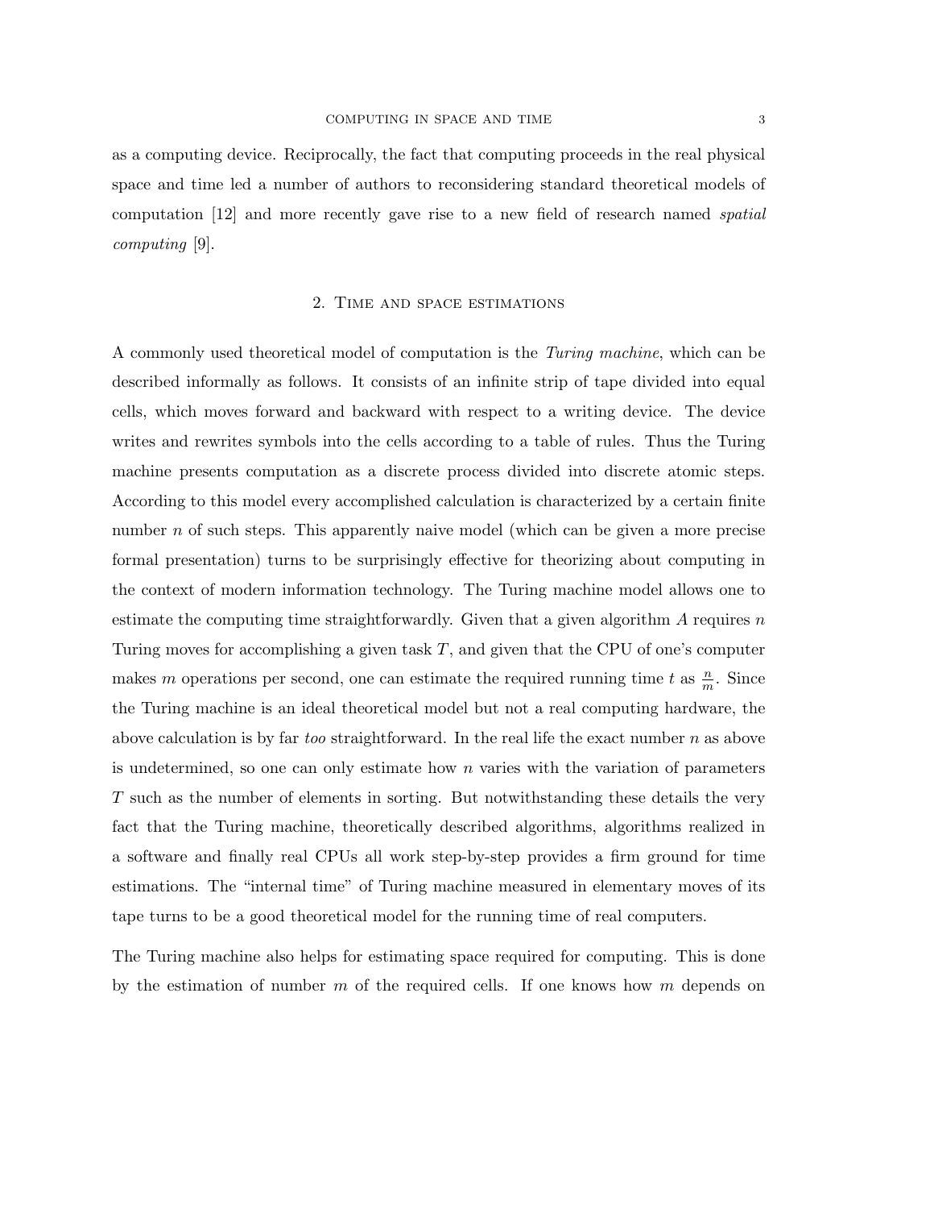as a computing device. Reciprocally, the fact that computing proceeds in the real physical space and time led a number of authors to reconsidering standard theoretical models of computation [12] and more recently gave rise to a new field of research named *spatial computing* [9].

## 2. Time and space estimations

A commonly used theoretical model of computation is the *Turing machine*, which can be described informally as follows. It consists of an infinite strip of tape divided into equal cells, which moves forward and backward with respect to a writing device. The device writes and rewrites symbols into the cells according to a table of rules. Thus the Turing machine presents computation as a discrete process divided into discrete atomic steps. According to this model every accomplished calculation is characterized by a certain finite number $n$ of such steps. This apparently naive model (which can be given a more precise formal presentation) turns to be surprisingly effective for theorizing about computing in the context of modern information technology. The Turing machine model allows one to estimate the computing time straightforwardly. Given that a given algorithm $A$ requires $n$ Turing moves for accomplishing a given task $T$, and given that the CPU of one's computer makes $m$ operations per second, one can estimate the required running time $t$ as $\frac{n}{m}$. Since the Turing machine is an ideal theoretical model but not a real computing hardware, the above calculation is by far *too* straightforward. In the real life the exact number $n$ as above is undetermined, so one can only estimate how $n$ varies with the variation of parameters $T$ such as the number of elements in sorting. But notwithstanding these details the very fact that the Turing machine, theoretically described algorithms, algorithms realized in a software and finally real CPUs all work step-by-step provides a firm ground for time estimations. The "internal time" of Turing machine measured in elementary moves of its tape turns to be a good theoretical model for the running time of real computers.

The Turing machine also helps for estimating space required for computing. This is done by the estimation of number $m$ of the required cells. If one knows how $m$ depends on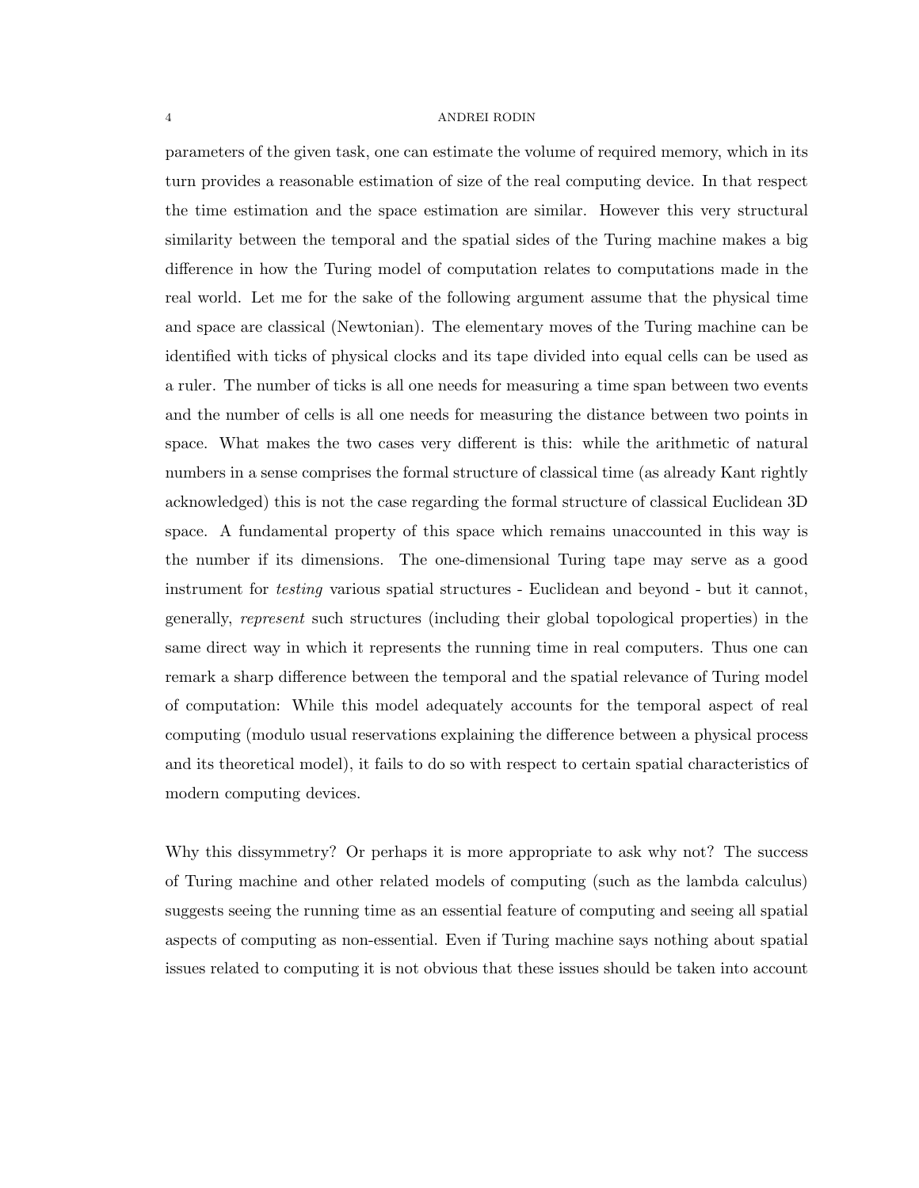parameters of the given task, one can estimate the volume of required memory, which in its turn provides a reasonable estimation of size of the real computing device. In that respect the time estimation and the space estimation are similar. However this very structural similarity between the temporal and the spatial sides of the Turing machine makes a big difference in how the Turing model of computation relates to computations made in the real world. Let me for the sake of the following argument assume that the physical time and space are classical (Newtonian). The elementary moves of the Turing machine can be identified with ticks of physical clocks and its tape divided into equal cells can be used as a ruler. The number of ticks is all one needs for measuring a time span between two events and the number of cells is all one needs for measuring the distance between two points in space. What makes the two cases very different is this: while the arithmetic of natural numbers in a sense comprises the formal structure of classical time (as already Kant rightly acknowledged) this is not the case regarding the formal structure of classical Euclidean 3D space. A fundamental property of this space which remains unaccounted in this way is the number if its dimensions. The one-dimensional Turing tape may serve as a good instrument for *testing* various spatial structures - Euclidean and beyond - but it cannot, generally, *represent* such structures (including their global topological properties) in the same direct way in which it represents the running time in real computers. Thus one can remark a sharp difference between the temporal and the spatial relevance of Turing model of computation: While this model adequately accounts for the temporal aspect of real computing (modulo usual reservations explaining the difference between a physical process and its theoretical model), it fails to do so with respect to certain spatial characteristics of modern computing devices.

Why this dissymmetry? Or perhaps it is more appropriate to ask why not? The success of Turing machine and other related models of computing (such as the lambda calculus) suggests seeing the running time as an essential feature of computing and seeing all spatial aspects of computing as non-essential. Even if Turing machine says nothing about spatial issues related to computing it is not obvious that these issues should be taken into account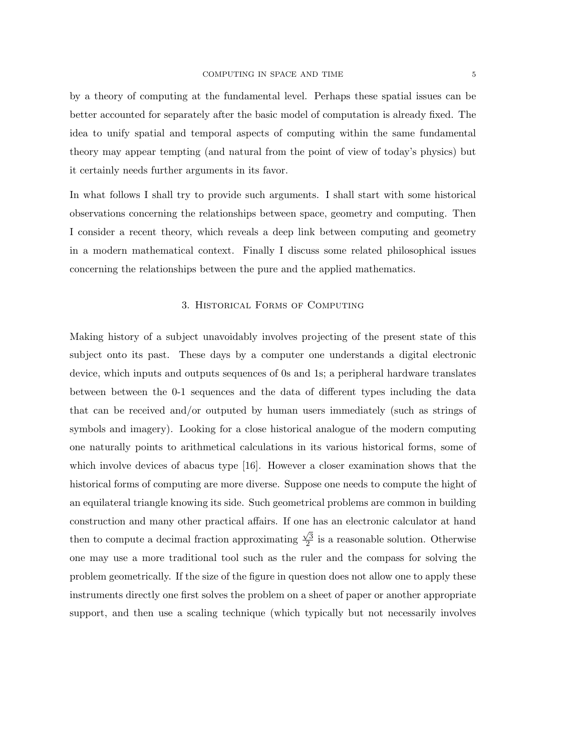by a theory of computing at the fundamental level. Perhaps these spatial issues can be better accounted for separately after the basic model of computation is already fixed. The idea to unify spatial and temporal aspects of computing within the same fundamental theory may appear tempting (and natural from the point of view of today's physics) but it certainly needs further arguments in its favor.

In what follows I shall try to provide such arguments. I shall start with some historical observations concerning the relationships between space, geometry and computing. Then I consider a recent theory, which reveals a deep link between computing and geometry in a modern mathematical context. Finally I discuss some related philosophical issues concerning the relationships between the pure and the applied mathematics.

## 3. Historical Forms of Computing

Making history of a subject unavoidably involves projecting of the present state of this subject onto its past. These days by a computer one understands a digital electronic device, which inputs and outputs sequences of 0s and 1s; a peripheral hardware translates between between the 0-1 sequences and the data of different types including the data that can be received and/or outputed by human users immediately (such as strings of symbols and imagery). Looking for a close historical analogue of the modern computing one naturally points to arithmetical calculations in its various historical forms, some of which involve devices of abacus type [16]. However a closer examination shows that the historical forms of computing are more diverse. Suppose one needs to compute the hight of an equilateral triangle knowing its side. Such geometrical problems are common in building construction and many other practical affairs. If one has an electronic calculator at hand then to compute a decimal fraction approximating $\frac{\sqrt{3}}{2}$ is a reasonable solution. Otherwise one may use a more traditional tool such as the ruler and the compass for solving the problem geometrically. If the size of the figure in question does not allow one to apply these instruments directly one first solves the problem on a sheet of paper or another appropriate support, and then use a scaling technique (which typically but not necessarily involves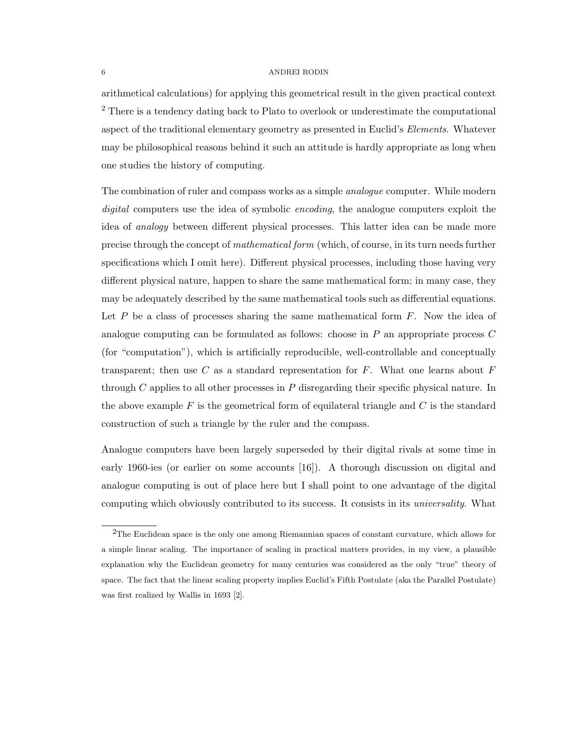arithmetical calculations) for applying this geometrical result in the given practical context [2] There is a tendency dating back to Plato to overlook or underestimate the computational aspect of the traditional elementary geometry as presented in Euclid's *Elements*. Whatever may be philosophical reasons behind it such an attitude is hardly appropriate as long when one studies the history of computing.

The combination of ruler and compass works as a simple *analogue* computer. While modern *digital* computers use the idea of symbolic *encoding*, the analogue computers exploit the idea of *analogy* between different physical processes. This latter idea can be made more precise through the concept of *mathematical form* (which, of course, in its turn needs further specifications which I omit here). Different physical processes, including those having very different physical nature, happen to share the same mathematical form; in many case, they may be adequately described by the same mathematical tools such as differential equations. Let $P$ be a class of processes sharing the same mathematical form $F$. Now the idea of analogue computing can be formulated as follows: choose in $P$ an appropriate process $C$ (for "computation"), which is artificially reproducible, well-controllable and conceptually transparent; then use $C$ as a standard representation for $F$. What one learns about $F$ through $C$ applies to all other processes in $P$ disregarding their specific physical nature. In the above example $F$ is the geometrical form of equilateral triangle and $C$ is the standard construction of such a triangle by the ruler and the compass.

Analogue computers have been largely superseded by their digital rivals at some time in early 1960-ies (or earlier on some accounts [16]). A thorough discussion on digital and analogue computing is out of place here but I shall point to one advantage of the digital computing which obviously contributed to its success. It consists in its *universality*. What

[2] The Euclidean space is the only one among Riemannian spaces of constant curvature, which allows for a simple linear scaling. The importance of scaling in practical matters provides, in my view, a plausible explanation why the Euclidean geometry for many centuries was considered as the only "true" theory of space. The fact that the linear scaling property implies Euclid's Fifth Postulate (aka the Parallel Postulate) was first realized by Wallis in 1693 [2].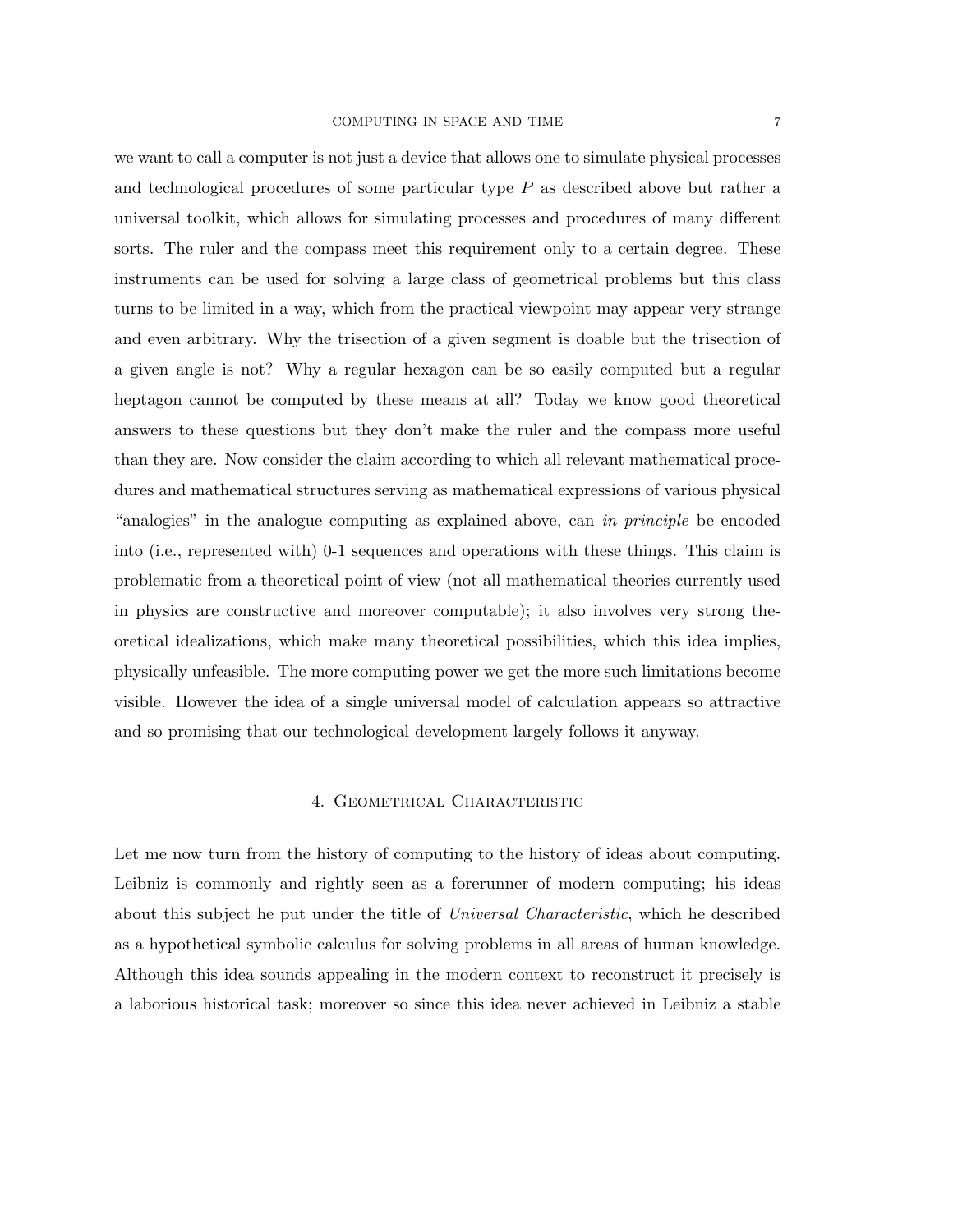we want to call a computer is not just a device that allows one to simulate physical processes and technological procedures of some particular type $P$ as described above but rather a universal toolkit, which allows for simulating processes and procedures of many different sorts. The ruler and the compass meet this requirement only to a certain degree. These instruments can be used for solving a large class of geometrical problems but this class turns to be limited in a way, which from the practical viewpoint may appear very strange and even arbitrary. Why the trisection of a given segment is doable but the trisection of a given angle is not? Why a regular hexagon can be so easily computed but a regular heptagon cannot be computed by these means at all? Today we know good theoretical answers to these questions but they don't make the ruler and the compass more useful than they are. Now consider the claim according to which all relevant mathematical procedures and mathematical structures serving as mathematical expressions of various physical "analogies" in the analogue computing as explained above, can *in principle* be encoded into (i.e., represented with) 0-1 sequences and operations with these things. This claim is problematic from a theoretical point of view (not all mathematical theories currently used in physics are constructive and moreover computable); it also involves very strong theoretical idealizations, which make many theoretical possibilities, which this idea implies, physically unfeasible. The more computing power we get the more such limitations become visible. However the idea of a single universal model of calculation appears so attractive and so promising that our technological development largely follows it anyway.

## 4. Geometrical Characteristic

Let me now turn from the history of computing to the history of ideas about computing. Leibniz is commonly and rightly seen as a forerunner of modern computing; his ideas about this subject he put under the title of *Universal Characteristic*, which he described as a hypothetical symbolic calculus for solving problems in all areas of human knowledge. Although this idea sounds appealing in the modern context to reconstruct it precisely is a laborious historical task; moreover so since this idea never achieved in Leibniz a stable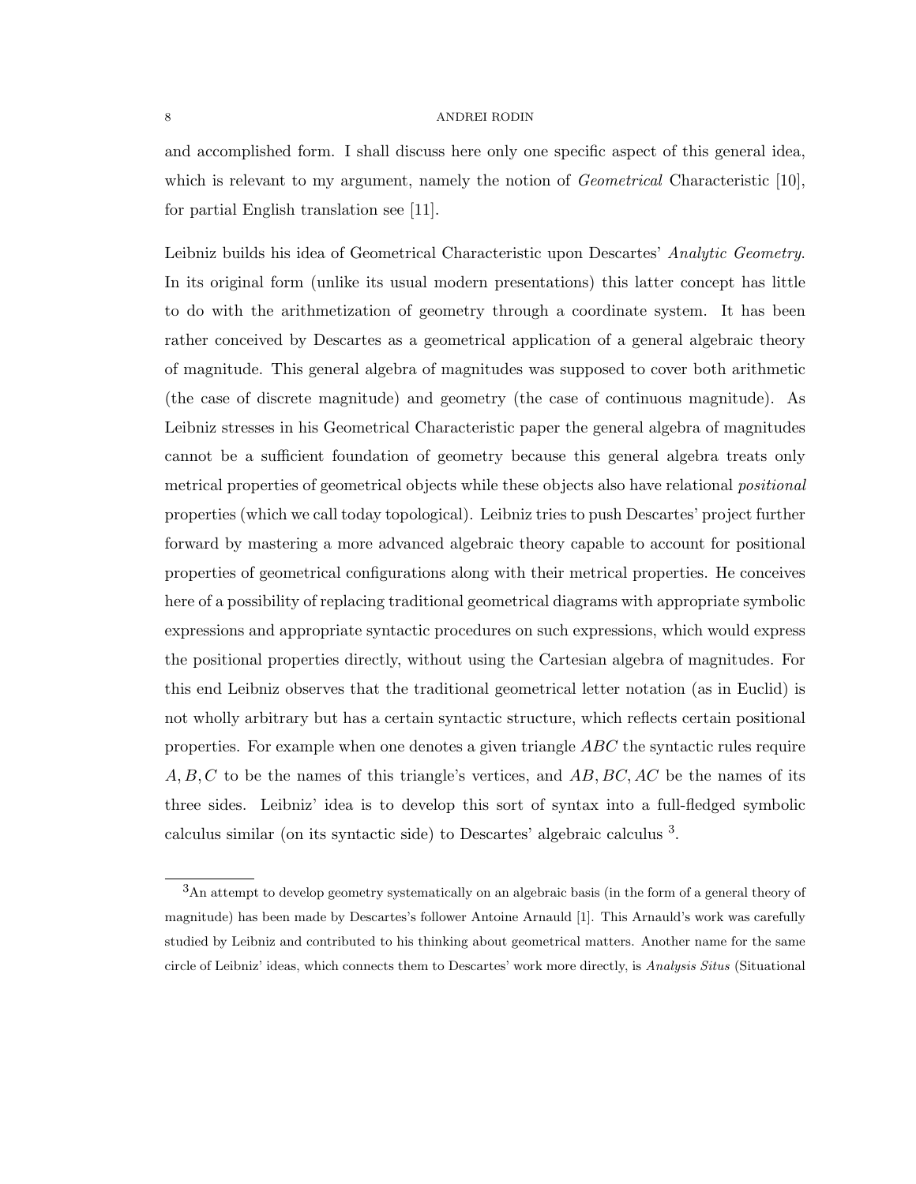and accomplished form. I shall discuss here only one specific aspect of this general idea, which is relevant to my argument, namely the notion of *Geometrical* Characteristic [10], for partial English translation see [11].

Leibniz builds his idea of Geometrical Characteristic upon Descartes' *Analytic Geometry*. In its original form (unlike its usual modern presentations) this latter concept has little to do with the arithmetization of geometry through a coordinate system. It has been rather conceived by Descartes as a geometrical application of a general algebraic theory of magnitude. This general algebra of magnitudes was supposed to cover both arithmetic (the case of discrete magnitude) and geometry (the case of continuous magnitude). As Leibniz stresses in his Geometrical Characteristic paper the general algebra of magnitudes cannot be a sufficient foundation of geometry because this general algebra treats only metrical properties of geometrical objects while these objects also have relational *positional* properties (which we call today topological). Leibniz tries to push Descartes' project further forward by mastering a more advanced algebraic theory capable to account for positional properties of geometrical configurations along with their metrical properties. He conceives here of a possibility of replacing traditional geometrical diagrams with appropriate symbolic expressions and appropriate syntactic procedures on such expressions, which would express the positional properties directly, without using the Cartesian algebra of magnitudes. For this end Leibniz observes that the traditional geometrical letter notation (as in Euclid) is not wholly arbitrary but has a certain syntactic structure, which reflects certain positional properties. For example when one denotes a given triangle $ABC$ the syntactic rules require $A, B, C$ to be the names of this triangle's vertices, and $AB, BC, AC$ be the names of its three sides. Leibniz' idea is to develop this sort of syntax into a full-fledged symbolic calculus similar (on its syntactic side) to Descartes' algebraic calculus [3].

[3] An attempt to develop geometry systematically on an algebraic basis (in the form of a general theory of magnitude) has been made by Descartes's follower Antoine Arnauld [1]. This Arnauld's work was carefully studied by Leibniz and contributed to his thinking about geometrical matters. Another name for the same circle of Leibniz' ideas, which connects them to Descartes' work more directly, is *Analysis Situs* (Situational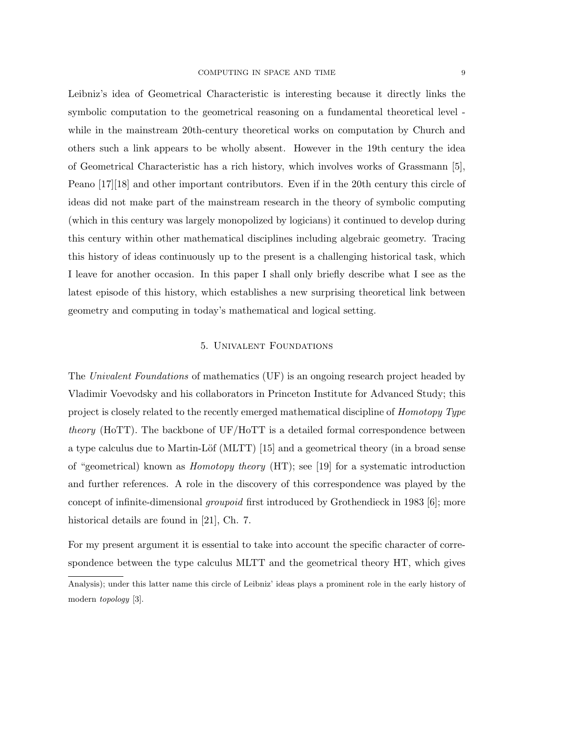Leibniz's idea of Geometrical Characteristic is interesting because it directly links the symbolic computation to the geometrical reasoning on a fundamental theoretical level - while in the mainstream 20th-century theoretical works on computation by Church and others such a link appears to be wholly absent. However in the 19th century the idea of Geometrical Characteristic has a rich history, which involves works of Grassmann [5], Peano [17][18] and other important contributors. Even if in the 20th century this circle of ideas did not make part of the mainstream research in the theory of symbolic computing (which in this century was largely monopolized by logicians) it continued to develop during this century within other mathematical disciplines including algebraic geometry. Tracing this history of ideas continuously up to the present is a challenging historical task, which I leave for another occasion. In this paper I shall only briefly describe what I see as the latest episode of this history, which establishes a new surprising theoretical link between geometry and computing in today's mathematical and logical setting.

## 5. Univalent Foundations

The *Univalent Foundations* of mathematics (UF) is an ongoing research project headed by Vladimir Voevodsky and his collaborators in Princeton Institute for Advanced Study; this project is closely related to the recently emerged mathematical discipline of *Homotopy Type theory* (HoTT). The backbone of UF/HoTT is a detailed formal correspondence between a type calculus due to Martin-Löf (MLTT) [15] and a geometrical theory (in a broad sense of "geometrical) known as *Homotopy theory* (HT); see [19] for a systematic introduction and further references. A role in the discovery of this correspondence was played by the concept of infinite-dimensional *groupoid* first introduced by Grothendieck in 1983 [6]; more historical details are found in [21], Ch. 7.

For my present argument it is essential to take into account the specific character of correspondence between the type calculus MLTT and the geometrical theory HT, which gives

Analysis); under this latter name this circle of Leibniz' ideas plays a prominent role in the early history of modern *topology* [3].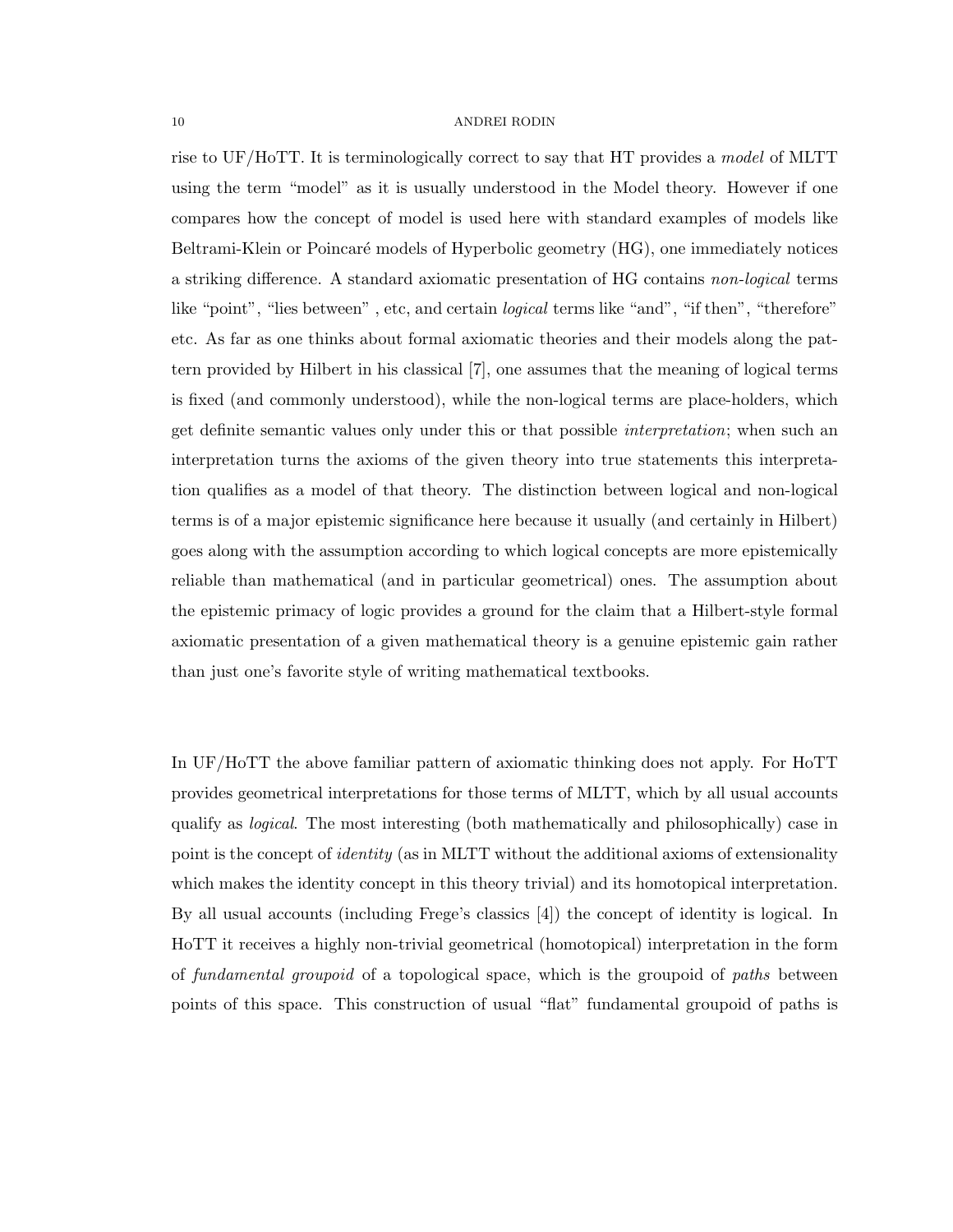rise to UF/HoTT. It is terminologically correct to say that HT provides a *model* of MLTT using the term "model" as it is usually understood in the Model theory. However if one compares how the concept of model is used here with standard examples of models like Beltrami-Klein or Poincaré models of Hyperbolic geometry (HG), one immediately notices a striking difference. A standard axiomatic presentation of HG contains *non-logical* terms like "point", "lies between" , etc, and certain *logical* terms like "and", "if then", "therefore" etc. As far as one thinks about formal axiomatic theories and their models along the pattern provided by Hilbert in his classical [7], one assumes that the meaning of logical terms is fixed (and commonly understood), while the non-logical terms are place-holders, which get definite semantic values only under this or that possible *interpretation*; when such an interpretation turns the axioms of the given theory into true statements this interpretation qualifies as a model of that theory. The distinction between logical and non-logical terms is of a major epistemic significance here because it usually (and certainly in Hilbert) goes along with the assumption according to which logical concepts are more epistemically reliable than mathematical (and in particular geometrical) ones. The assumption about the epistemic primacy of logic provides a ground for the claim that a Hilbert-style formal axiomatic presentation of a given mathematical theory is a genuine epistemic gain rather than just one's favorite style of writing mathematical textbooks.

In UF/HoTT the above familiar pattern of axiomatic thinking does not apply. For HoTT provides geometrical interpretations for those terms of MLTT, which by all usual accounts qualify as *logical*. The most interesting (both mathematically and philosophically) case in point is the concept of *identity* (as in MLTT without the additional axioms of extensionality which makes the identity concept in this theory trivial) and its homotopical interpretation. By all usual accounts (including Frege's classics [4]) the concept of identity is logical. In HoTT it receives a highly non-trivial geometrical (homotopical) interpretation in the form of *fundamental groupoid* of a topological space, which is the groupoid of *paths* between points of this space. This construction of usual "flat" fundamental groupoid of paths is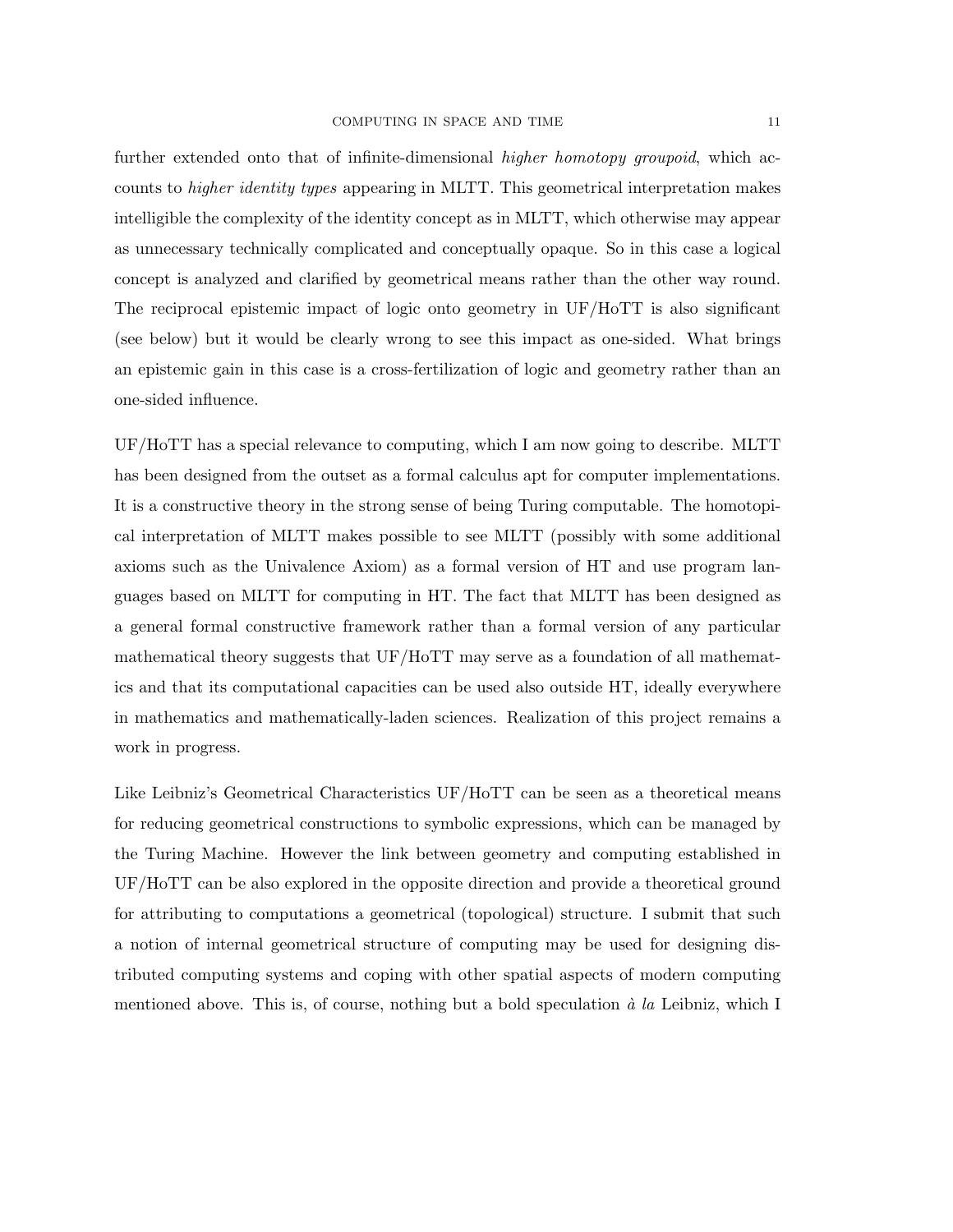further extended onto that of infinite-dimensional *higher homotopy groupoid*, which accounts to *higher identity types* appearing in MLTT. This geometrical interpretation makes intelligible the complexity of the identity concept as in MLTT, which otherwise may appear as unnecessary technically complicated and conceptually opaque. So in this case a logical concept is analyzed and clarified by geometrical means rather than the other way round. The reciprocal epistemic impact of logic onto geometry in UF/HoTT is also significant (see below) but it would be clearly wrong to see this impact as one-sided. What brings an epistemic gain in this case is a cross-fertilization of logic and geometry rather than an one-sided influence.

UF/HoTT has a special relevance to computing, which I am now going to describe. MLTT has been designed from the outset as a formal calculus apt for computer implementations. It is a constructive theory in the strong sense of being Turing computable. The homotopical interpretation of MLTT makes possible to see MLTT (possibly with some additional axioms such as the Univalence Axiom) as a formal version of HT and use program languages based on MLTT for computing in HT. The fact that MLTT has been designed as a general formal constructive framework rather than a formal version of any particular mathematical theory suggests that UF/HoTT may serve as a foundation of all mathematics and that its computational capacities can be used also outside HT, ideally everywhere in mathematics and mathematically-laden sciences. Realization of this project remains a work in progress.

Like Leibniz's Geometrical Characteristics UF/HoTT can be seen as a theoretical means for reducing geometrical constructions to symbolic expressions, which can be managed by the Turing Machine. However the link between geometry and computing established in UF/HoTT can be also explored in the opposite direction and provide a theoretical ground for attributing to computations a geometrical (topological) structure. I submit that such a notion of internal geometrical structure of computing may be used for designing distributed computing systems and coping with other spatial aspects of modern computing mentioned above. This is, of course, nothing but a bold speculation *à la* Leibniz, which I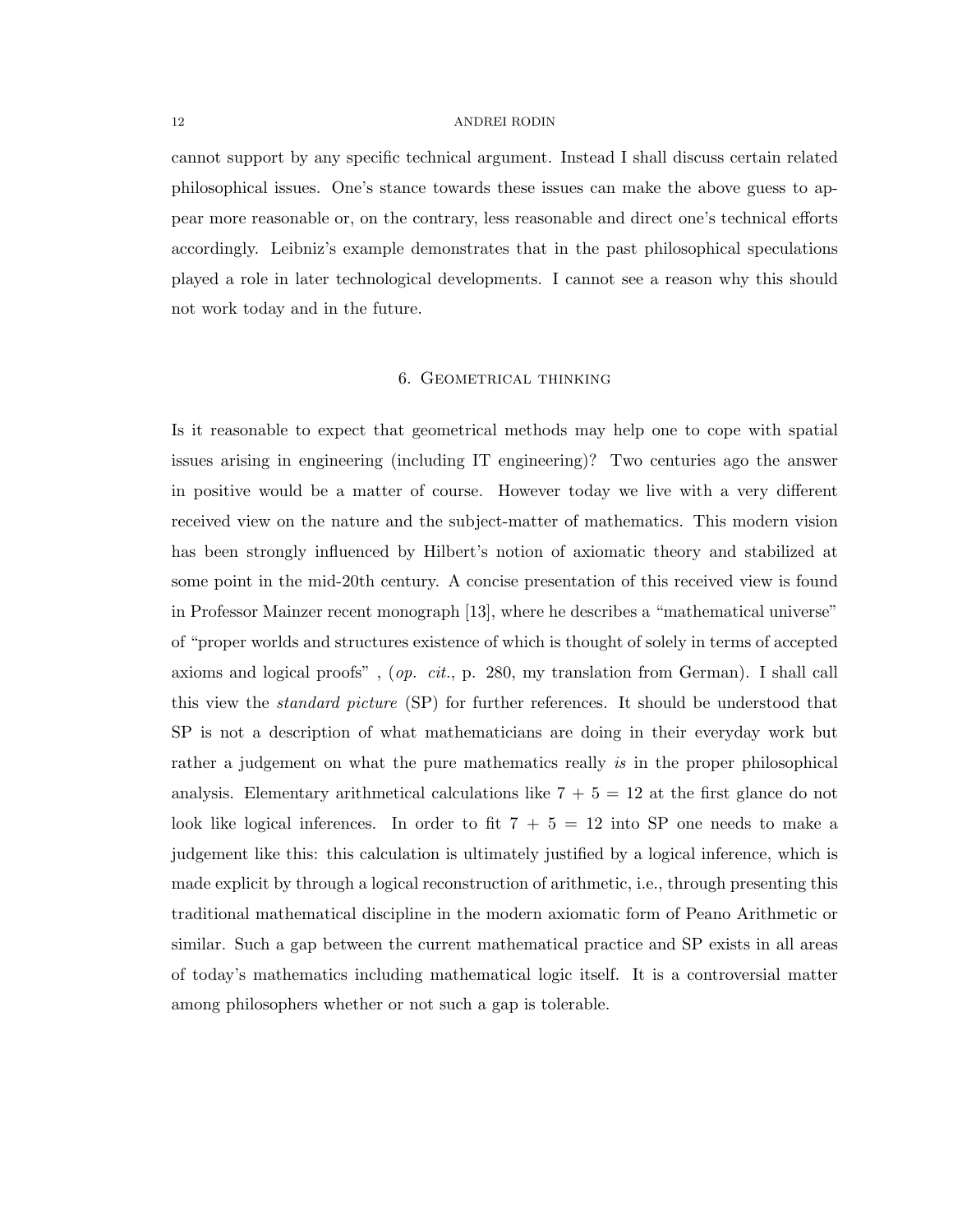cannot support by any specific technical argument. Instead I shall discuss certain related philosophical issues. One's stance towards these issues can make the above guess to appear more reasonable or, on the contrary, less reasonable and direct one's technical efforts accordingly. Leibniz's example demonstrates that in the past philosophical speculations played a role in later technological developments. I cannot see a reason why this should not work today and in the future.

## 6. Geometrical thinking

Is it reasonable to expect that geometrical methods may help one to cope with spatial issues arising in engineering (including IT engineering)? Two centuries ago the answer in positive would be a matter of course. However today we live with a very different received view on the nature and the subject-matter of mathematics. This modern vision has been strongly influenced by Hilbert's notion of axiomatic theory and stabilized at some point in the mid-20th century. A concise presentation of this received view is found in Professor Mainzer recent monograph [13], where he describes a "mathematical universe" of "proper worlds and structures existence of which is thought of solely in terms of accepted axioms and logical proofs" , (*op. cit.*, p. 280, my translation from German). I shall call this view the *standard picture* (SP) for further references. It should be understood that SP is not a description of what mathematicians are doing in their everyday work but rather a judgement on what the pure mathematics really *is* in the proper philosophical analysis. Elementary arithmetical calculations like $7 + 5 = 12$ at the first glance do not look like logical inferences. In order to fit $7 + 5 = 12$ into SP one needs to make a judgement like this: this calculation is ultimately justified by a logical inference, which is made explicit by through a logical reconstruction of arithmetic, i.e., through presenting this traditional mathematical discipline in the modern axiomatic form of Peano Arithmetic or similar. Such a gap between the current mathematical practice and SP exists in all areas of today's mathematics including mathematical logic itself. It is a controversial matter among philosophers whether or not such a gap is tolerable.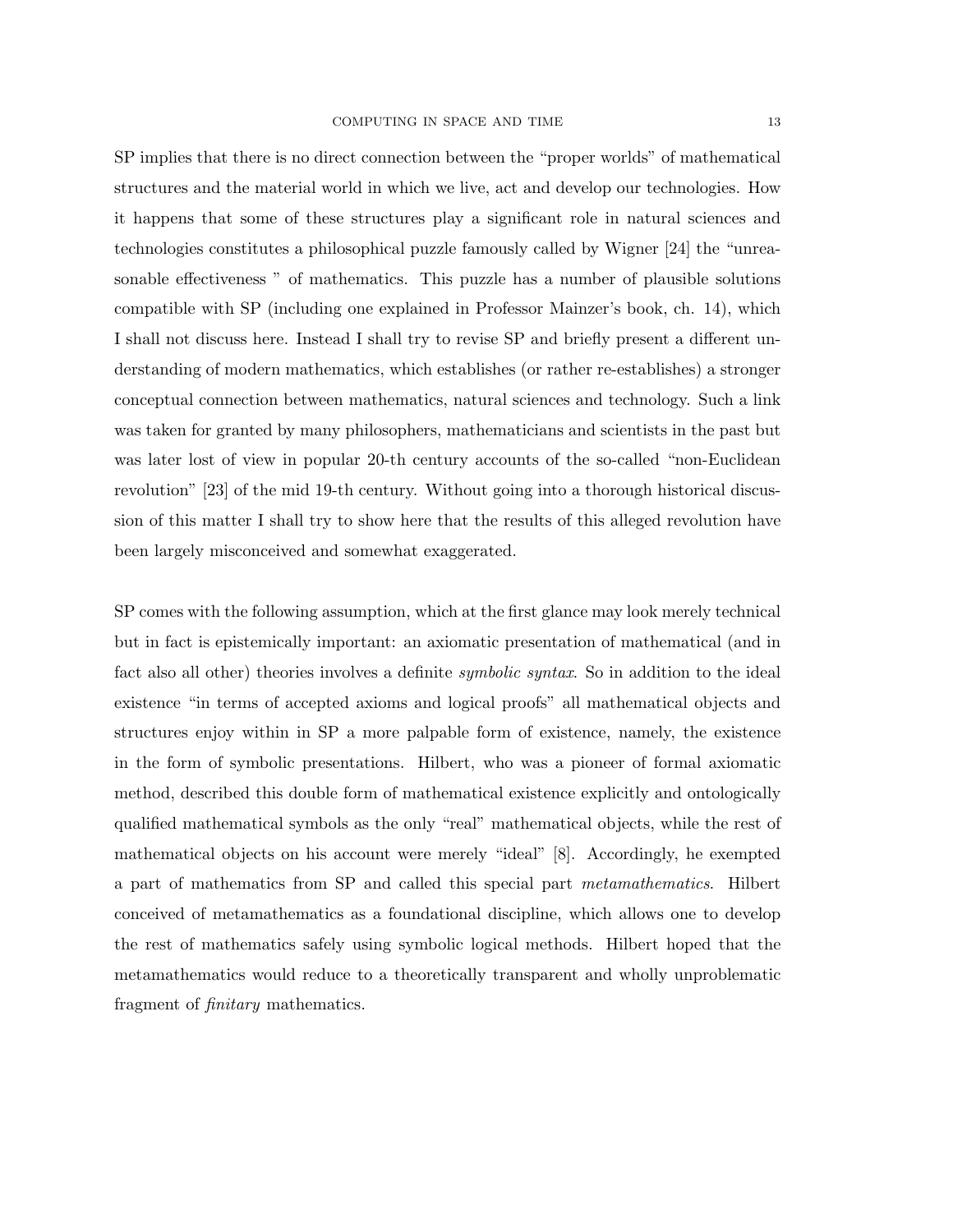SP implies that there is no direct connection between the "proper worlds" of mathematical structures and the material world in which we live, act and develop our technologies. How it happens that some of these structures play a significant role in natural sciences and technologies constitutes a philosophical puzzle famously called by Wigner [24] the "unreasonable effectiveness " of mathematics. This puzzle has a number of plausible solutions compatible with SP (including one explained in Professor Mainzer's book, ch. 14), which I shall not discuss here. Instead I shall try to revise SP and briefly present a different understanding of modern mathematics, which establishes (or rather re-establishes) a stronger conceptual connection between mathematics, natural sciences and technology. Such a link was taken for granted by many philosophers, mathematicians and scientists in the past but was later lost of view in popular 20-th century accounts of the so-called "non-Euclidean revolution" [23] of the mid 19-th century. Without going into a thorough historical discussion of this matter I shall try to show here that the results of this alleged revolution have been largely misconceived and somewhat exaggerated.

SP comes with the following assumption, which at the first glance may look merely technical but in fact is epistemically important: an axiomatic presentation of mathematical (and in fact also all other) theories involves a definite *symbolic syntax*. So in addition to the ideal existence "in terms of accepted axioms and logical proofs" all mathematical objects and structures enjoy within in SP a more palpable form of existence, namely, the existence in the form of symbolic presentations. Hilbert, who was a pioneer of formal axiomatic method, described this double form of mathematical existence explicitly and ontologically qualified mathematical symbols as the only "real" mathematical objects, while the rest of mathematical objects on his account were merely "ideal" [8]. Accordingly, he exempted a part of mathematics from SP and called this special part *metamathematics*. Hilbert conceived of metamathematics as a foundational discipline, which allows one to develop the rest of mathematics safely using symbolic logical methods. Hilbert hoped that the metamathematics would reduce to a theoretically transparent and wholly unproblematic fragment of *finitary* mathematics.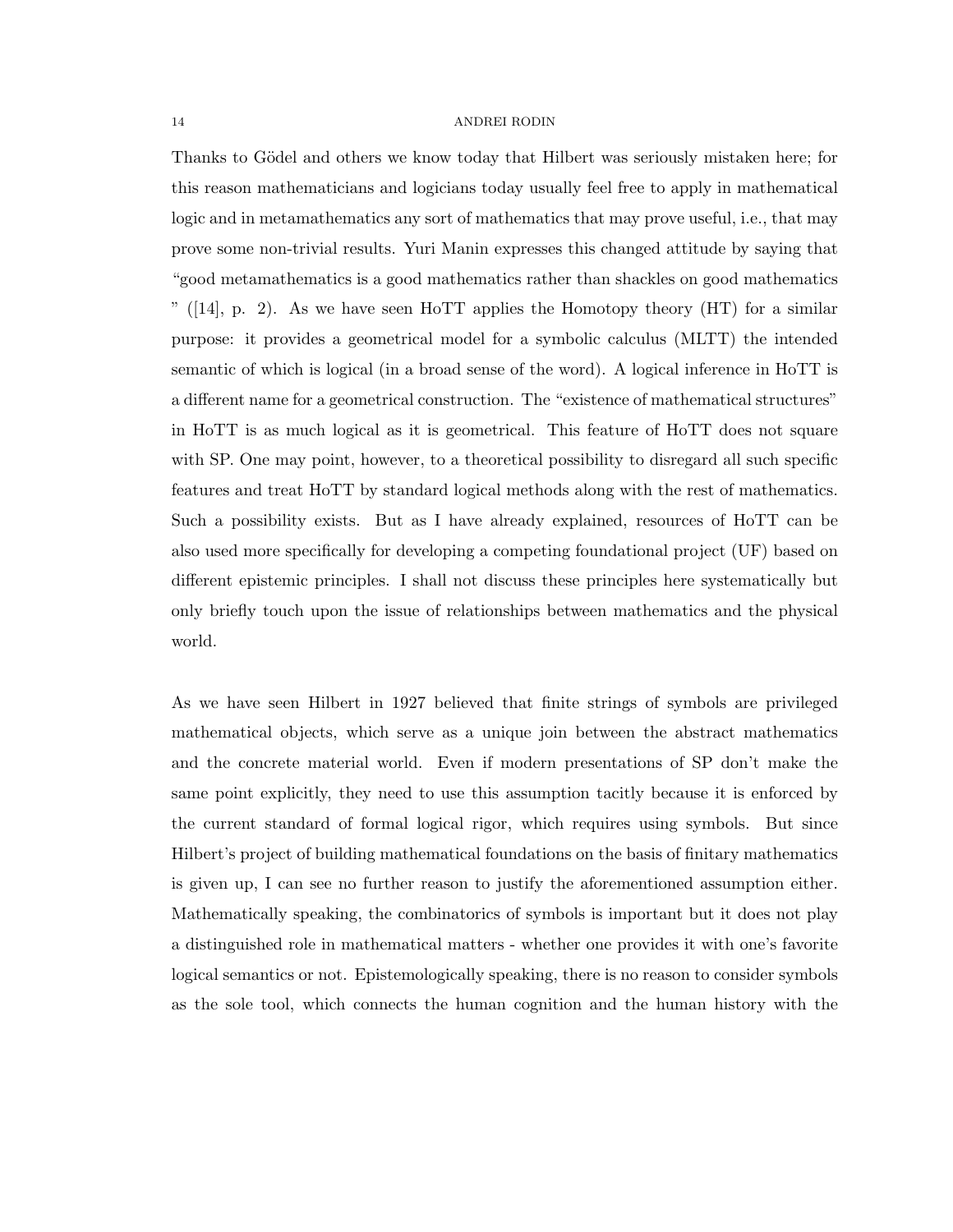Thanks to Gödel and others we know today that Hilbert was seriously mistaken here; for this reason mathematicians and logicians today usually feel free to apply in mathematical logic and in metamathematics any sort of mathematics that may prove useful, i.e., that may prove some non-trivial results. Yuri Manin expresses this changed attitude by saying that "good metamathematics is a good mathematics rather than shackles on good mathematics " ([14], p. 2). As we have seen HoTT applies the Homotopy theory (HT) for a similar purpose: it provides a geometrical model for a symbolic calculus (MLTT) the intended semantic of which is logical (in a broad sense of the word). A logical inference in HoTT is a different name for a geometrical construction. The "existence of mathematical structures" in HoTT is as much logical as it is geometrical. This feature of HoTT does not square with SP. One may point, however, to a theoretical possibility to disregard all such specific features and treat HoTT by standard logical methods along with the rest of mathematics. Such a possibility exists. But as I have already explained, resources of HoTT can be also used more specifically for developing a competing foundational project (UF) based on different epistemic principles. I shall not discuss these principles here systematically but only briefly touch upon the issue of relationships between mathematics and the physical world.

As we have seen Hilbert in 1927 believed that finite strings of symbols are privileged mathematical objects, which serve as a unique join between the abstract mathematics and the concrete material world. Even if modern presentations of SP don't make the same point explicitly, they need to use this assumption tacitly because it is enforced by the current standard of formal logical rigor, which requires using symbols. But since Hilbert's project of building mathematical foundations on the basis of finitary mathematics is given up, I can see no further reason to justify the aforementioned assumption either. Mathematically speaking, the combinatorics of symbols is important but it does not play a distinguished role in mathematical matters - whether one provides it with one's favorite logical semantics or not. Epistemologically speaking, there is no reason to consider symbols as the sole tool, which connects the human cognition and the human history with the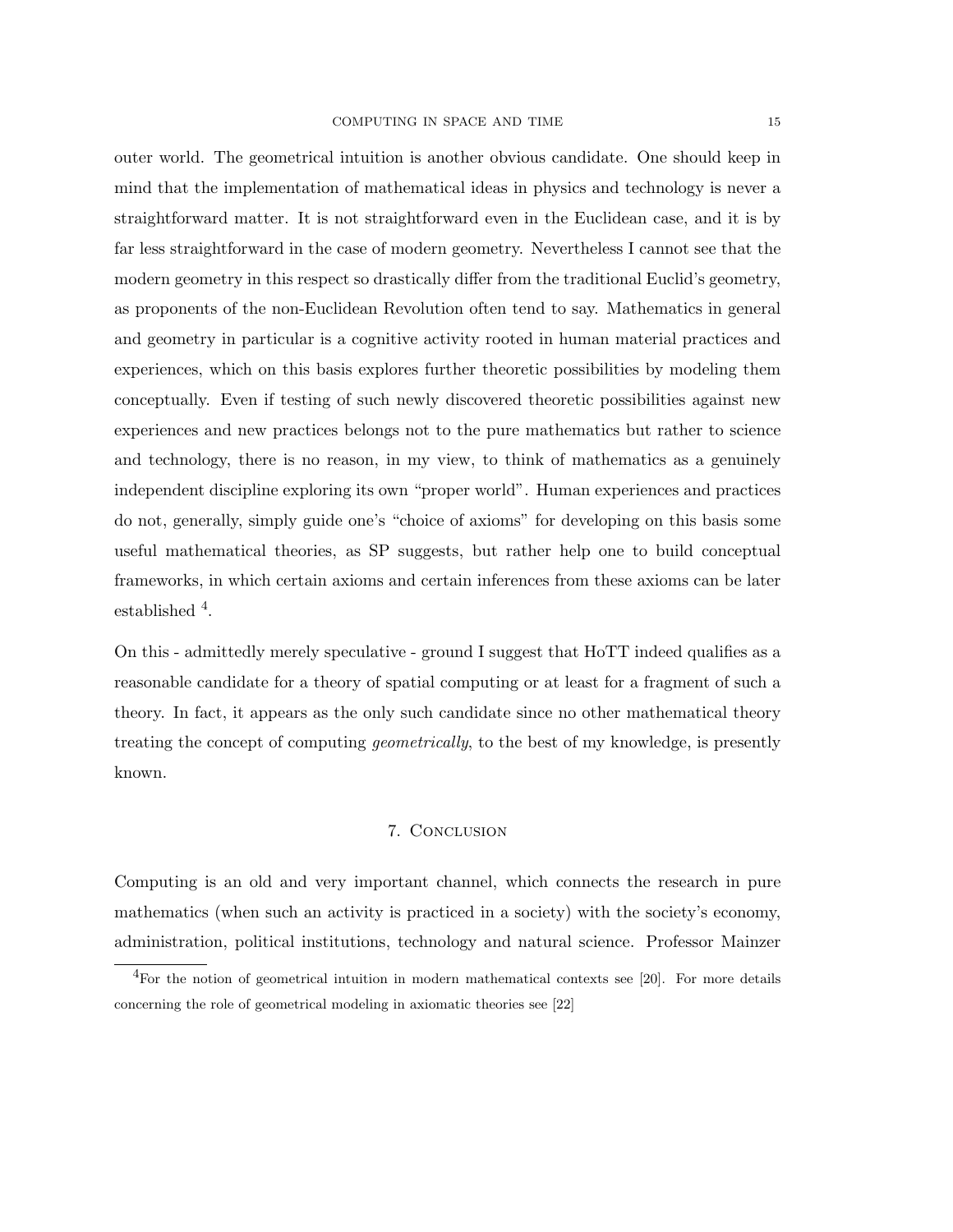outer world. The geometrical intuition is another obvious candidate. One should keep in mind that the implementation of mathematical ideas in physics and technology is never a straightforward matter. It is not straightforward even in the Euclidean case, and it is by far less straightforward in the case of modern geometry. Nevertheless I cannot see that the modern geometry in this respect so drastically differ from the traditional Euclid's geometry, as proponents of the non-Euclidean Revolution often tend to say. Mathematics in general and geometry in particular is a cognitive activity rooted in human material practices and experiences, which on this basis explores further theoretic possibilities by modeling them conceptually. Even if testing of such newly discovered theoretic possibilities against new experiences and new practices belongs not to the pure mathematics but rather to science and technology, there is no reason, in my view, to think of mathematics as a genuinely independent discipline exploring its own "proper world". Human experiences and practices do not, generally, simply guide one's "choice of axioms" for developing on this basis some useful mathematical theories, as SP suggests, but rather help one to build conceptual frameworks, in which certain axioms and certain inferences from these axioms can be later established [4].

On this - admittedly merely speculative - ground I suggest that HoTT indeed qualifies as a reasonable candidate for a theory of spatial computing or at least for a fragment of such a theory. In fact, it appears as the only such candidate since no other mathematical theory treating the concept of computing *geometrically*, to the best of my knowledge, is presently known.

## 7. Conclusion

Computing is an old and very important channel, which connects the research in pure mathematics (when such an activity is practiced in a society) with the society's economy, administration, political institutions, technology and natural science. Professor Mainzer

[4] For the notion of geometrical intuition in modern mathematical contexts see [20]. For more details concerning the role of geometrical modeling in axiomatic theories see [22]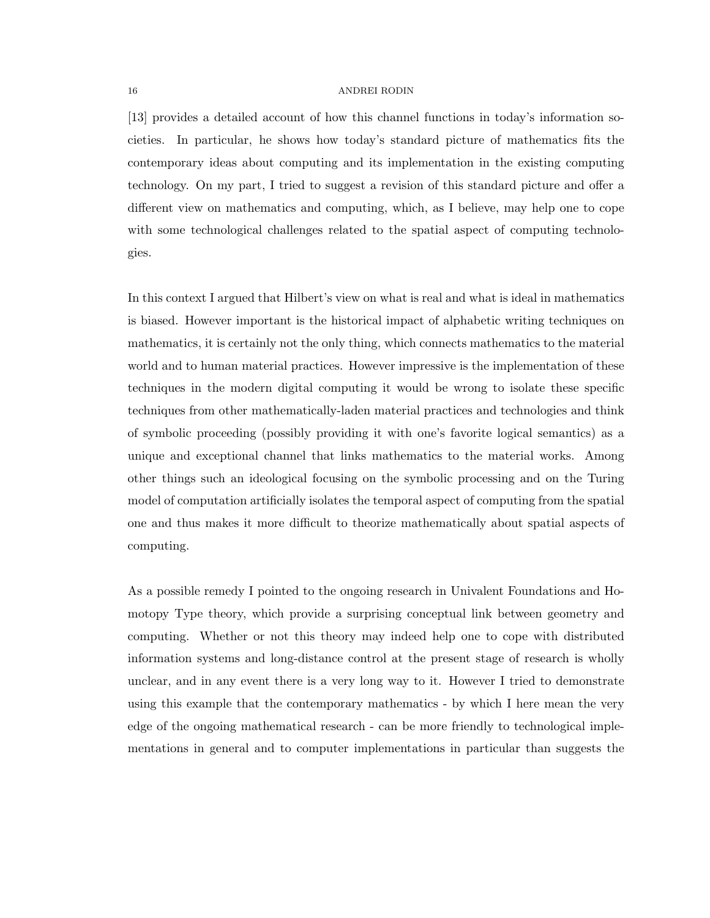[13] provides a detailed account of how this channel functions in today's information societies. In particular, he shows how today's standard picture of mathematics fits the contemporary ideas about computing and its implementation in the existing computing technology. On my part, I tried to suggest a revision of this standard picture and offer a different view on mathematics and computing, which, as I believe, may help one to cope with some technological challenges related to the spatial aspect of computing technologies.

In this context I argued that Hilbert's view on what is real and what is ideal in mathematics is biased. However important is the historical impact of alphabetic writing techniques on mathematics, it is certainly not the only thing, which connects mathematics to the material world and to human material practices. However impressive is the implementation of these techniques in the modern digital computing it would be wrong to isolate these specific techniques from other mathematically-laden material practices and technologies and think of symbolic proceeding (possibly providing it with one's favorite logical semantics) as a unique and exceptional channel that links mathematics to the material works. Among other things such an ideological focusing on the symbolic processing and on the Turing model of computation artificially isolates the temporal aspect of computing from the spatial one and thus makes it more difficult to theorize mathematically about spatial aspects of computing.

As a possible remedy I pointed to the ongoing research in Univalent Foundations and Homotopy Type theory, which provide a surprising conceptual link between geometry and computing. Whether or not this theory may indeed help one to cope with distributed information systems and long-distance control at the present stage of research is wholly unclear, and in any event there is a very long way to it. However I tried to demonstrate using this example that the contemporary mathematics - by which I here mean the very edge of the ongoing mathematical research - can be more friendly to technological implementations in general and to computer implementations in particular than suggests the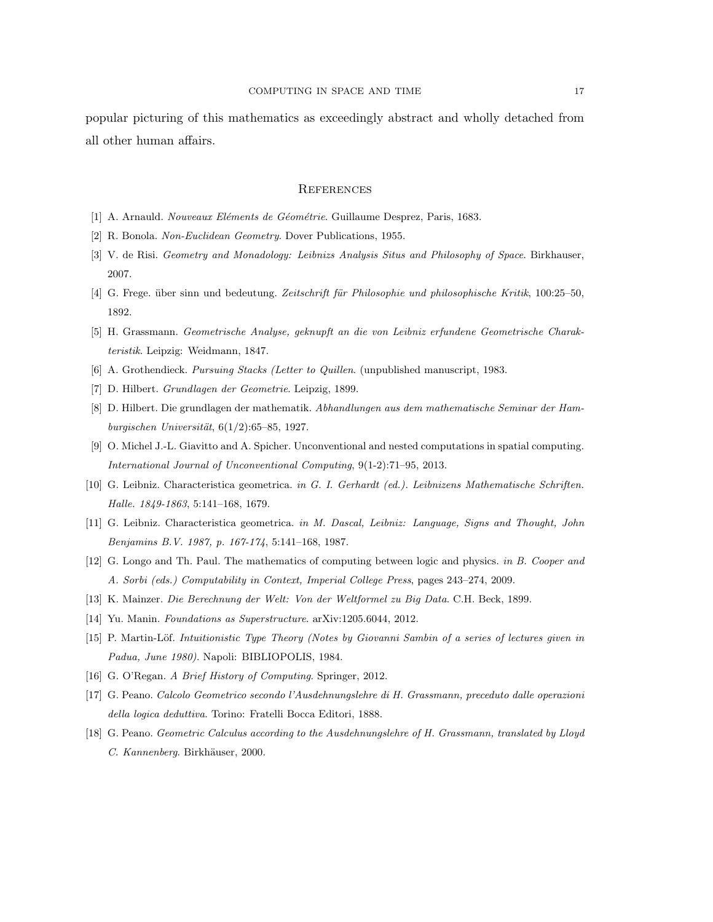popular picturing of this mathematics as exceedingly abstract and wholly detached from all other human affairs.

## References

[1] A. Arnauld. *Nouveaux Eléments de Géométrie*. Guillaume Desprez, Paris, 1683.

[2] R. Bonola. *Non-Euclidean Geometry*. Dover Publications, 1955.

[3] V. de Risi. *Geometry and Monadology: Leibnizs Analysis Situs and Philosophy of Space*. Birkhauser, 2007.

[4] G. Frege. über sinn und bedeutung. *Zeitschrift für Philosophie und philosophische Kritik*, 100:25–50, 1892.

[5] H. Grassmann. *Geometrische Analyse, geknupft an die von Leibniz erfundene Geometrische Charakteristik*. Leipzig: Weidmann, 1847.

[6] A. Grothendieck. *Pursuing Stacks (Letter to Quillen*. (unpublished manuscript, 1983.

[7] D. Hilbert. *Grundlagen der Geometrie*. Leipzig, 1899.

[8] D. Hilbert. Die grundlagen der mathematik. *Abhandlungen aus dem mathematische Seminar der Hamburgischen Universität*, 6(1/2):65–85, 1927.

[9] O. Michel J.-L. Giavitto and A. Spicher. Unconventional and nested computations in spatial computing. *International Journal of Unconventional Computing*, 9(1-2):71–95, 2013.

[10] G. Leibniz. Characteristica geometrica. *in G. I. Gerhardt (ed.). Leibnizens Mathematische Schriften. Halle. 1849-1863*, 5:141–168, 1679.

[11] G. Leibniz. Characteristica geometrica. *in M. Dascal, Leibniz: Language, Signs and Thought, John Benjamins B.V. 1987, p. 167-174*, 5:141–168, 1987.

[12] G. Longo and Th. Paul. The mathematics of computing between logic and physics. *in B. Cooper and A. Sorbi (eds.) Computability in Context, Imperial College Press*, pages 243–274, 2009.

[13] K. Mainzer. *Die Berechnung der Welt: Von der Weltformel zu Big Data*. C.H. Beck, 1899.

[14] Yu. Manin. *Foundations as Superstructure.* arXiv:1205.6044, 2012.

[15] P. Martin-Löf. *Intuitionistic Type Theory (Notes by Giovanni Sambin of a series of lectures given in Padua, June 1980)*. Napoli: BIBLIOPOLIS, 1984.

[16] G. O'Regan. *A Brief History of Computing*. Springer, 2012.

[17] G. Peano. *Calcolo Geometrico secondo l'Ausdehnungslehre di H. Grassmann, preceduto dalle operazioni della logica deduttiva*. Torino: Fratelli Bocca Editori, 1888.

[18] G. Peano. *Geometric Calculus according to the Ausdehnungslehre of H. Grassmann, translated by Lloyd C. Kannenberg*. Birkhäuser, 2000.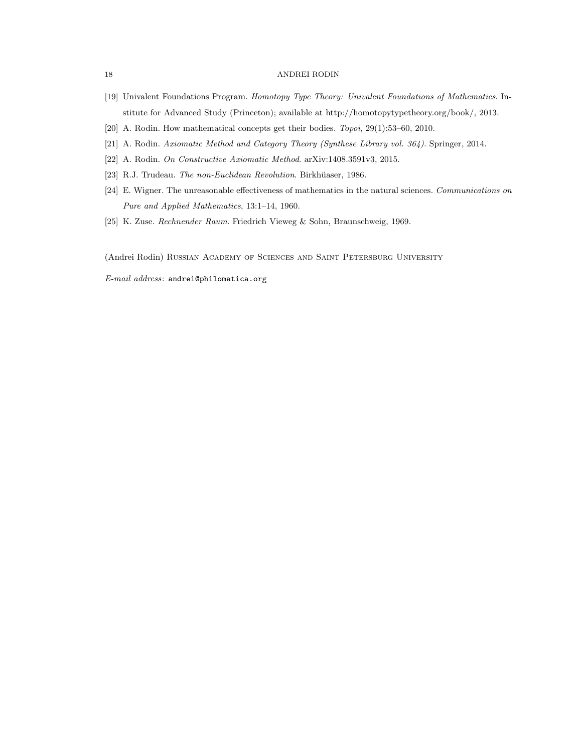[19] Univalent Foundations Program. *Homotopy Type Theory: Univalent Foundations of Mathematics*. Institute for Advanced Study (Princeton); available at http://homotopytypetheory.org/book/, 2013.

[20] A. Rodin. How mathematical concepts get their bodies. *Topoi*, 29(1):53–60, 2010.

[21] A. Rodin. *Axiomatic Method and Category Theory (Synthese Library vol. 364)*. Springer, 2014.

[22] A. Rodin. *On Constructive Axiomatic Method*. arXiv:1408.3591v3, 2015.

[23] R.J. Trudeau. *The non-Euclidean Revolution*. Birkhüaser, 1986.

[24] E. Wigner. The unreasonable effectiveness of mathematics in the natural sciences. *Communications on Pure and Applied Mathematics*, 13:1–14, 1960.

[25] K. Zuse. *Rechnender Raum*. Friedrich Vieweg & Sohn, Braunschweig, 1969.

(Andrei Rodin) Russian Academy of Sciences and Saint Petersburg University

*E-mail address*: `andrei@philomatica.org`